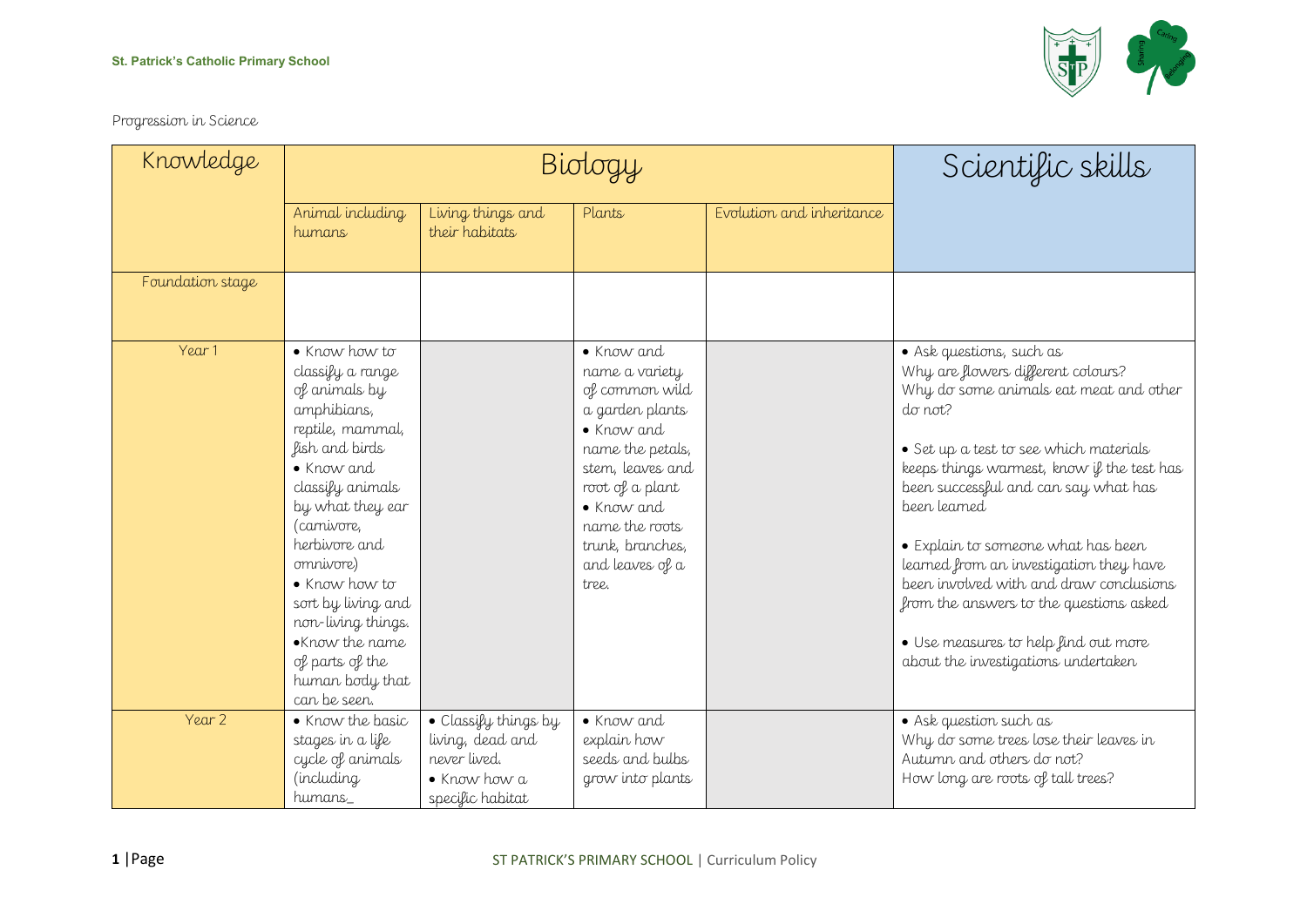St. Patrick's Catholic Primary School

Progression in Science

| Knowledge | Biology | | | | Scientific skills |
|---|---|---|---|---|---|
| | Animal including humans | Living things and their habitats | Plants | Evolution and inheritance | |
| Foundation stage | | | | | |
| Year 1 | • Know how to classify a range of animals by amphibians, reptile, mammal, fish and birds<br>• Know and classify animals by what they ear (carnivore, herbivore and omnivore)<br>• Know how to sort by living and non-living things.<br>• Know the name of parts of the human body that can be seen. | | • Know and name a variety of common wild a garden plants<br>• Know and name the petals, stem, leaves and root of a plant<br>• Know and name the roots trunk, branches, and leaves of a tree. | | • Ask questions, such as Why are flowers different colours? Why do some animals eat meat and other do not?<br><br>• Set up a test to see which materials keeps things warmest, know if the test has been successful and can say what has been learned<br><br>• Explain to someone what has been learned from an investigation they have been involved with and draw conclusions from the answers to the questions asked<br><br>• Use measures to help find out more about the investigations undertaken |
| Year 2 | • Know the basic stages in a life cycle of animals (including humans_ | • Classify things by living, dead and never lived.<br>• Know how a specific habitat | • Know and explain how seeds and bulbs grow into plants | | • Ask question such as Why do some trees lose their leaves in Autumn and others do not? How long are roots of tall trees? |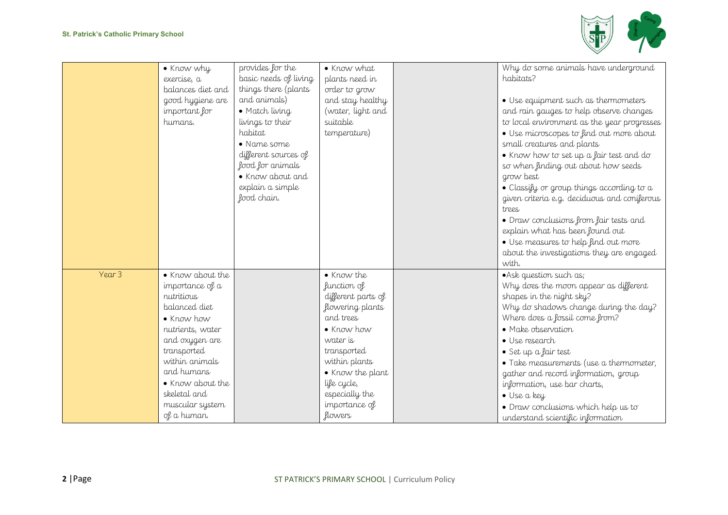| | | | | | |
|---|---|---|---|---|---|
| | • Know why exercise, a balances diet and good hygiene are important for humans. | provides for the basic needs of living things there (plants and animals)<br>• Match living livings to their habitat<br>• Name some different sources of food for animals<br>• Know about and explain a simple food chain. | • Know what plants need in order to grow and stay healthy (water, light and suitable temperature) | | Why do some animals have underground habitats?<br><br>• Use equipment such as thermometers and rain gauges to help observe changes to local environment as the year progresses<br>• Use microscopes to find out more about small creatures and plants<br>• Know how to set up a fair test and do so when finding out about how seeds grow best<br>• Classify or group things according to a given criteria e.g. deciduous and coniferous trees<br>• Draw conclusions from fair tests and explain what has been found out<br>• Use measures to help find out more about the investigations they are engaged with. |
| Year 3 | • Know about the importance of a nutritious balanced diet<br>• Know how nutrients, water and oxygen are transported within animals and humans<br>• Know about the skeletal and muscular system of a human. | | • Know the function of different parts of flowering plants and trees<br>• Know how water is transported within plants<br>• Know the plant life cycle, especially the importance of flowers | | •Ask question such as;<br>Why does the moon appear as different shapes in the night sky?<br>Why do shadows change during the day?<br>Where does a fossil come from?<br>• Make observation<br>• Use research<br>• Set up a fair test<br>• Take measurements (use a thermometer, gather and record information, group information, use bar charts,<br>• Use a key<br>• Draw conclusions which help us to understand scientific information |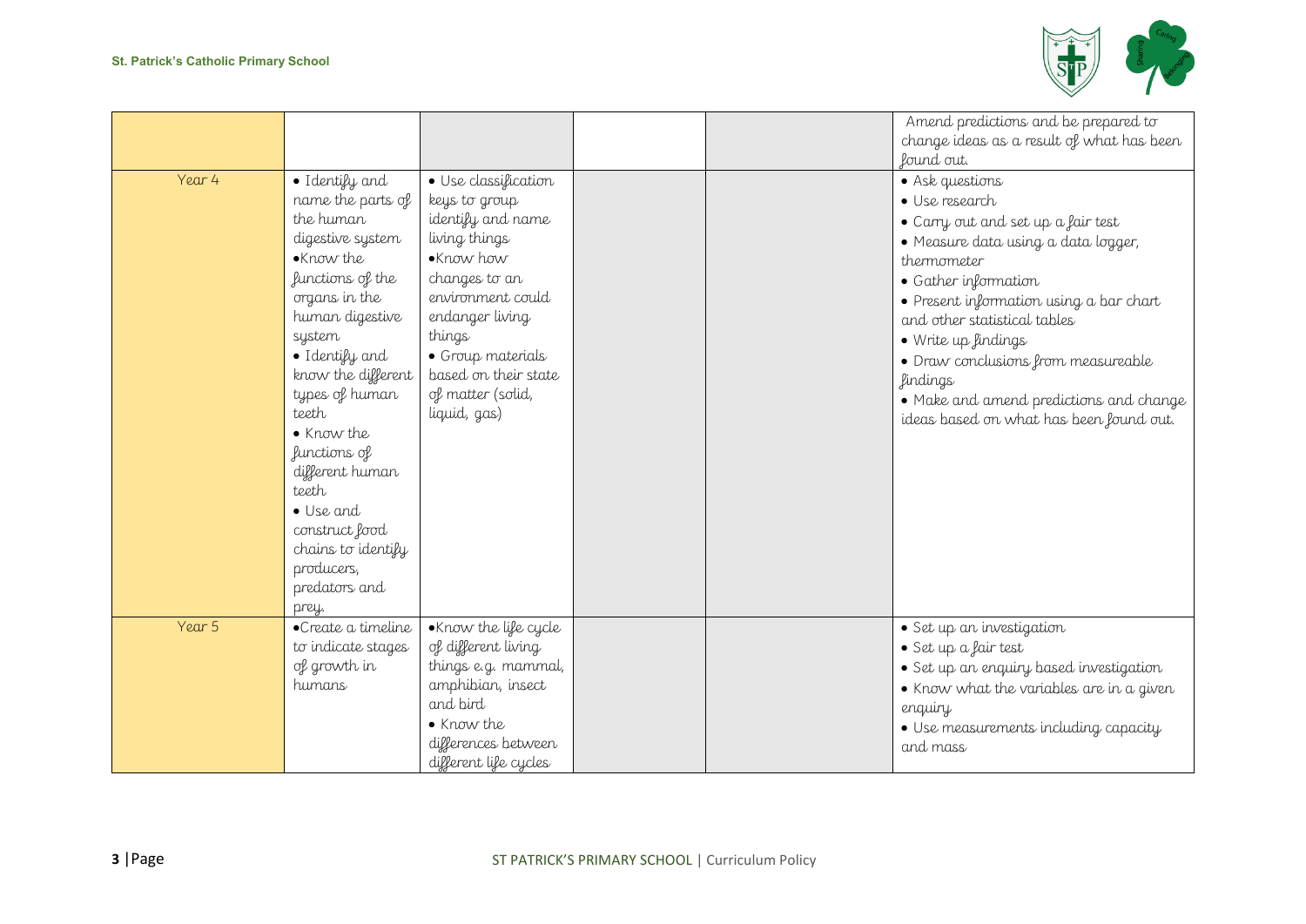| | | | | | |
|---|---|---|---|---|---|
| | | | | | Amend predictions and be prepared to change ideas as a result of what has been found out. |
| Year 4 | • Identify and name the parts of the human digestive system<br>•Know the functions of the organs in the human digestive system<br>• Identify and know the different types of human teeth<br>• Know the functions of different human teeth<br>• Use and construct food chains to identify producers, predators and prey. | • Use classification keys to group identify and name living things<br>•Know how changes to an environment could endanger living things<br>• Group materials based on their state of matter (solid, liquid, gas) | | | • Ask questions<br>• Use research<br>• Carry out and set up a fair test<br>• Measure data using a data logger, thermometer<br>• Gather information<br>• Present information using a bar chart and other statistical tables<br>• Write up findings<br>• Draw conclusions from measureable findings<br>• Make and amend predictions and change ideas based on what has been found out. |
| Year 5 | •Create a timeline to indicate stages of growth in humans | •Know the life cycle of different living things e.g. mammal, amphibian, insect and bird<br>• Know the differences between different life cycles | | | • Set up an investigation<br>• Set up a fair test<br>• Set up an enquiry based investigation<br>• Know what the variables are in a given enquiry<br>• Use measurements including capacity and mass |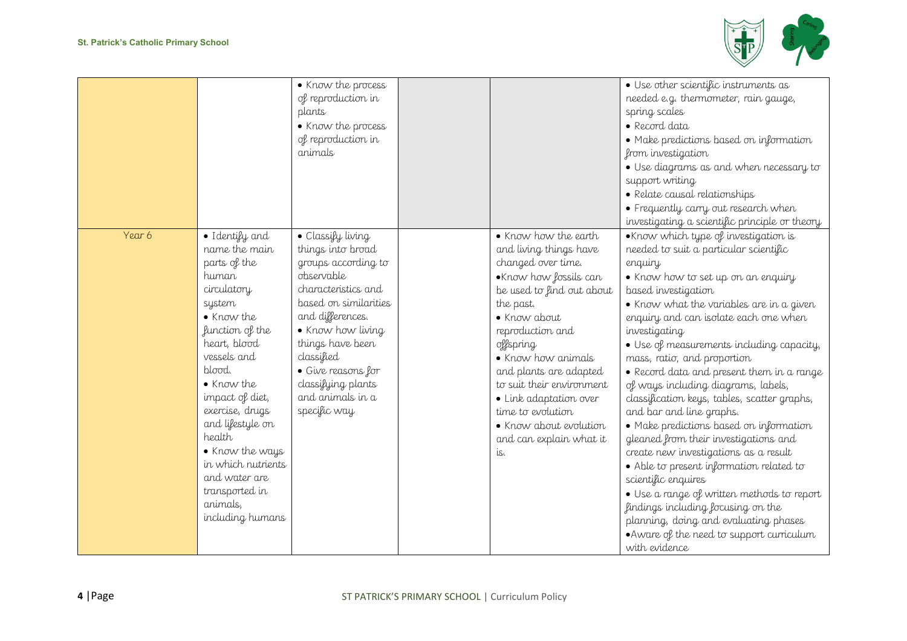| | | | | | |
|---|---|---|---|---|---|
| | | • Know the process of reproduction in plants<br>• Know the process of reproduction in animals | | | • Use other scientific instruments as needed e.g. thermometer, rain gauge, spring scales<br>• Record data<br>• Make predictions based on information from investigation<br>• Use diagrams as and when necessary to support writing<br>• Relate causal relationships<br>• Frequently carry out research when investigating a scientific principle or theory |
| Year 6 | • Identify and name the main parts of the human circulatory system<br>• Know the function of the heart, blood vessels and blood.<br>• Know the impact of diet, exercise, drugs and lifestyle on health<br>• Know the ways in which nutrients and water are transported in animals, including humans | • Classify living things into broad groups according to observable characteristics and based on similarities and differences.<br>• Know how living things have been classified<br>• Give reasons for classifying plants and animals in a specific way | | • Know how the earth and living things have changed over time.<br>• Know how fossils can be used to find out about the past.<br>• Know about reproduction and offspring<br>• Know how animals and plants are adapted to suit their environment<br>• Link adaptation over time to evolution<br>• Know about evolution and can explain what it is. | • Know which type of investigation is needed to suit a particular scientific enquiry<br>• Know how to set up on an enquiry based investigation<br>• Know what the variables are in a given enquiry and can isolate each one when investigating<br>• Use of measurements including capacity, mass, ratio, and proportion<br>• Record data and present them in a range of ways including diagrams, labels, classification keys, tables, scatter graphs, and bar and line graphs.<br>• Make predictions based on information gleaned from their investigations and create new investigations as a result<br>• Able to present information related to scientific enquires<br>• Use a range of written methods to report findings including focusing on the planning, doing and evaluating phases<br>• Aware of the need to support curriculum with evidence |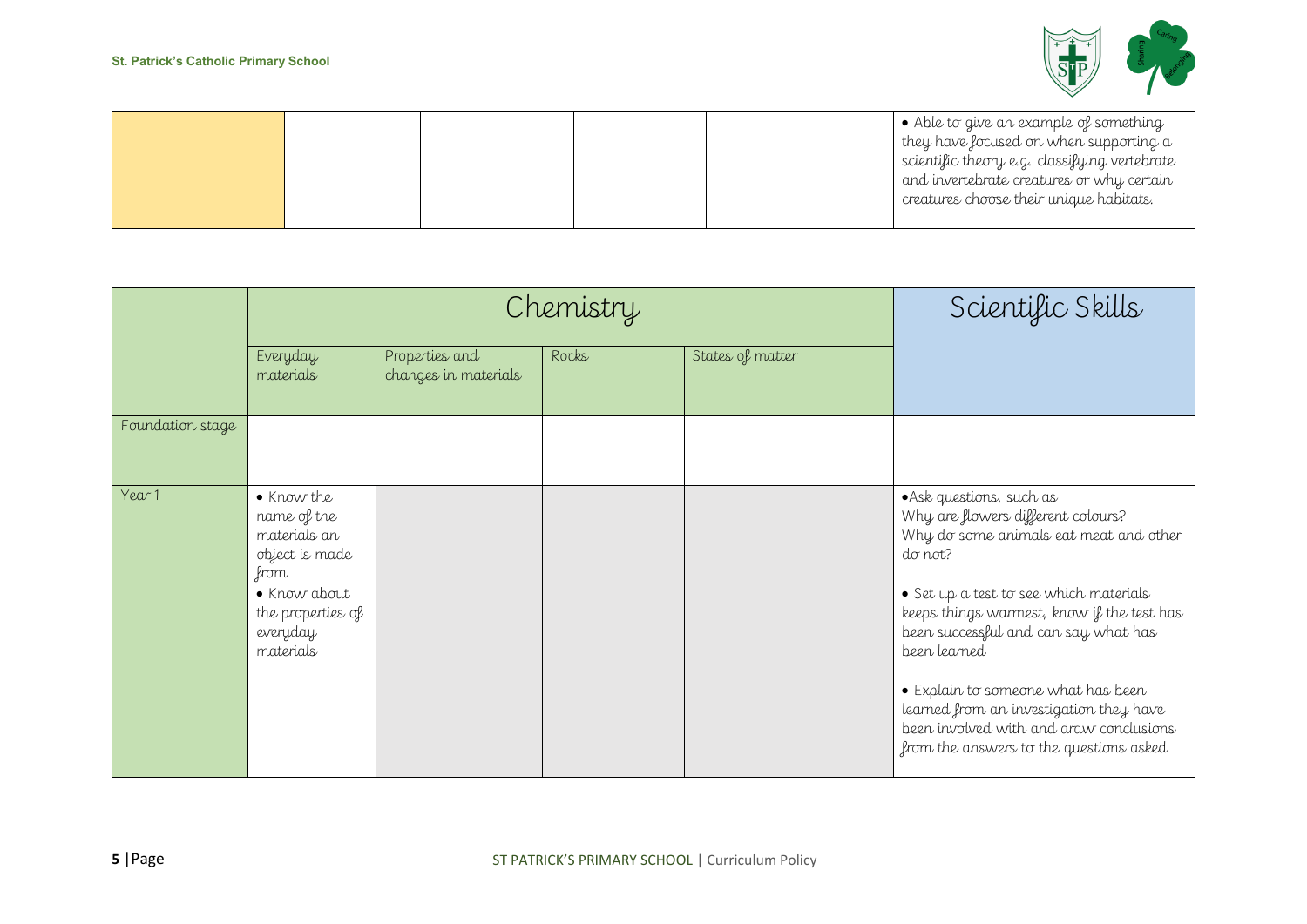| | | | | | • Able to give an example of something they have focused on when supporting a scientific theory e.g. classifying vertebrate and invertebrate creatures or why certain creatures choose their unique habitats. |
|---|---|---|---|---|---|

| | Chemistry | | | | Scientific Skills |
|---|---|---|---|---|---|
| | Everyday materials | Properties and changes in materials | Rocks | States of matter | |
| Foundation stage | | | | | |
| Year 1 | • Know the name of the materials an object is made from<br>• Know about the properties of everyday materials | | | | •Ask questions, such as<br>Why are flowers different colours?<br>Why do some animals eat meat and other do not?<br><br>• Set up a test to see which materials keeps things warmest, know if the test has been successful and can say what has been learned<br><br>• Explain to someone what has been learned from an investigation they have been involved with and draw conclusions from the answers to the questions asked |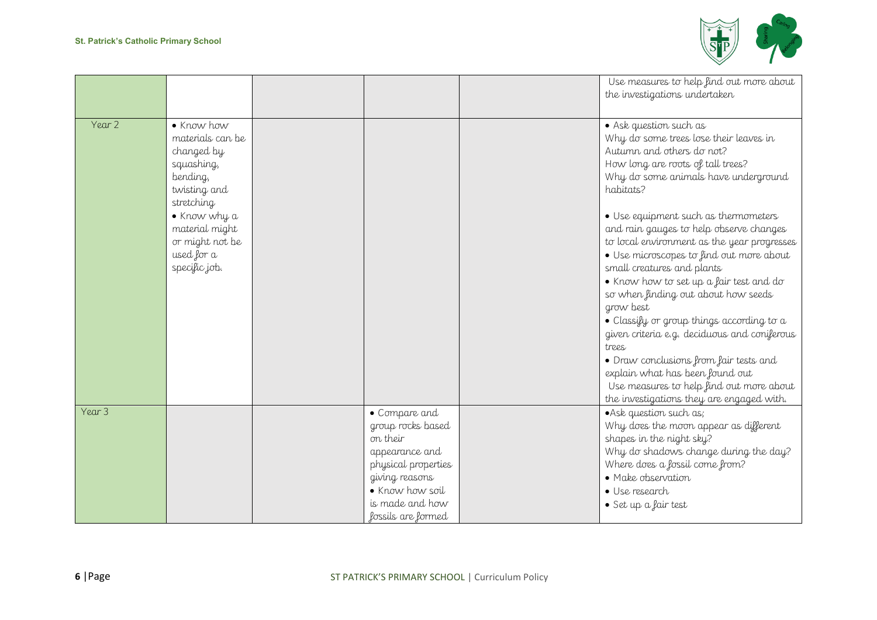| | | | | | |
|---|---|---|---|---|---|
| | | | | | Use measures to help find out more about the investigations undertaken |
| Year 2 | • Know how materials can be changed by squashing, bending, twisting and stretching<br>• Know why a material might or might not be used for a specific job. | | | | • Ask question such as<br>Why do some trees lose their leaves in Autumn and others do not?<br>How long are roots of tall trees?<br>Why do some animals have underground habitats?<br><br>• Use equipment such as thermometers and rain gauges to help observe changes to local environment as the year progresses<br>• Use microscopes to find out more about small creatures and plants<br>• Know how to set up a fair test and do so when finding out about how seeds grow best<br>• Classify or group things according to a given criteria e.g. deciduous and coniferous trees<br>• Draw conclusions from fair tests and explain what has been found out<br>Use measures to help find out more about the investigations they are engaged with. |
| Year 3 | | | • Compare and group rocks based on their appearance and physical properties giving reasons<br>• Know how soil is made and how fossils are formed | | •Ask question such as;<br>Why does the moon appear as different shapes in the night sky?<br>Why do shadows change during the day?<br>Where does a fossil come from?<br>• Make observation<br>• Use research<br>• Set up a fair test |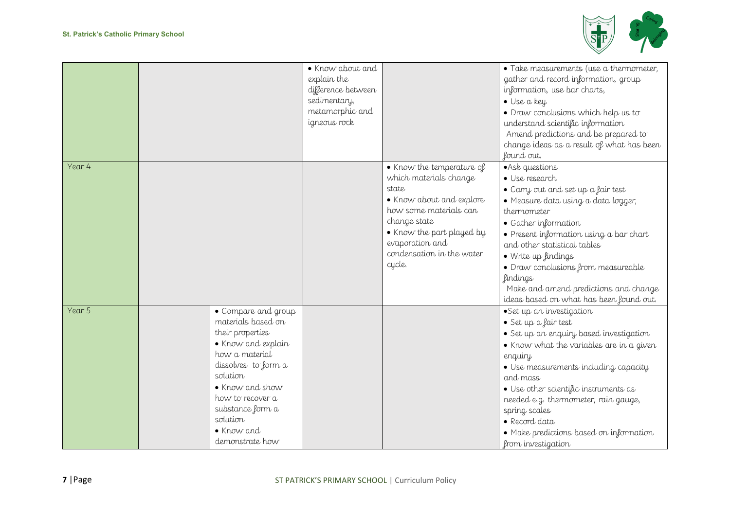| | | | | | |
|---|---|---|---|---|---|
| | | | • Know about and explain the difference between sedimentary, metamorphic and igneous rock | | • Take measurements (use a thermometer, gather and record information, group information, use bar charts,<br>• Use a key<br>• Draw conclusions which help us to understand scientific information<br>Amend predictions and be prepared to change ideas as a result of what has been found out. |
| Year 4 | | | | • Know the temperature of which materials change state<br>• Know about and explore how some materials can change state<br>• Know the part played by evaporation and condensation in the water cycle. | •Ask questions<br>• Use research<br>• Carry out and set up a fair test<br>• Measure data using a data logger, thermometer<br>• Gather information<br>• Present information using a bar chart and other statistical tables<br>• Write up findings<br>• Draw conclusions from measureable findings<br>Make and amend predictions and change ideas based on what has been found out. |
| Year 5 | | • Compare and group materials based on their properties<br>• Know and explain how a material dissolves to form a solution<br>• Know and show how to recover a substance form a solution<br>• Know and demonstrate how | | | •Set up an investigation<br>• Set up a fair test<br>• Set up an enquiry based investigation<br>• Know what the variables are in a given enquiry<br>• Use measurements including capacity and mass<br>• Use other scientific instruments as needed e.g. thermometer, rain gauge, spring scales<br>• Record data<br>• Make predictions based on information from investigation |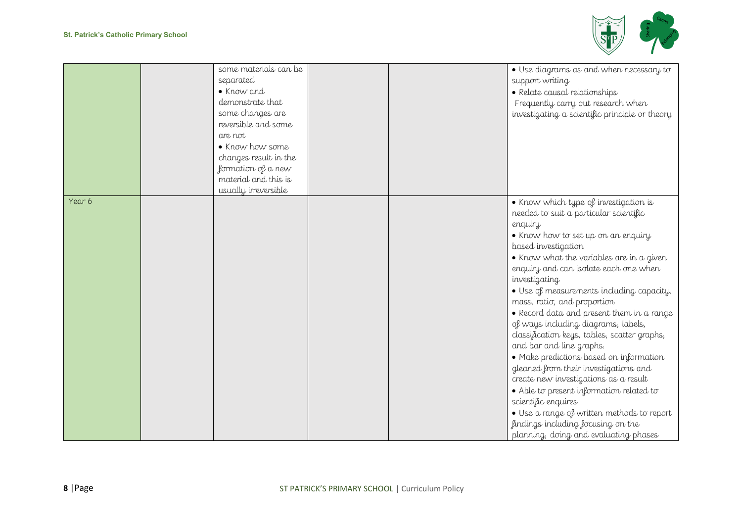|  |  |  |  |  |  |
|---|---|---|---|---|---|
|  |  | some materials can be separated<br>• Know and demonstrate that some changes are reversible and some are not<br>• Know how some changes result in the formation of a new material and this is usually irreversible |  |  | • Use diagrams as and when necessary to support writing<br>• Relate causal relationships<br>Frequently carry out research when investigating a scientific principle or theory |
| Year 6 |  |  |  |  | • Know which type of investigation is needed to suit a particular scientific enquiry<br>• Know how to set up on an enquiry based investigation<br>• Know what the variables are in a given enquiry and can isolate each one when investigating<br>• Use of measurements including capacity, mass, ratio, and proportion<br>• Record data and present them in a range of ways including diagrams, labels, classification keys, tables, scatter graphs, and bar and line graphs.<br>• Make predictions based on information gleaned from their investigations and create new investigations as a result<br>• Able to present information related to scientific enquires<br>• Use a range of written methods to report findings including focusing on the planning, doing and evaluating phases |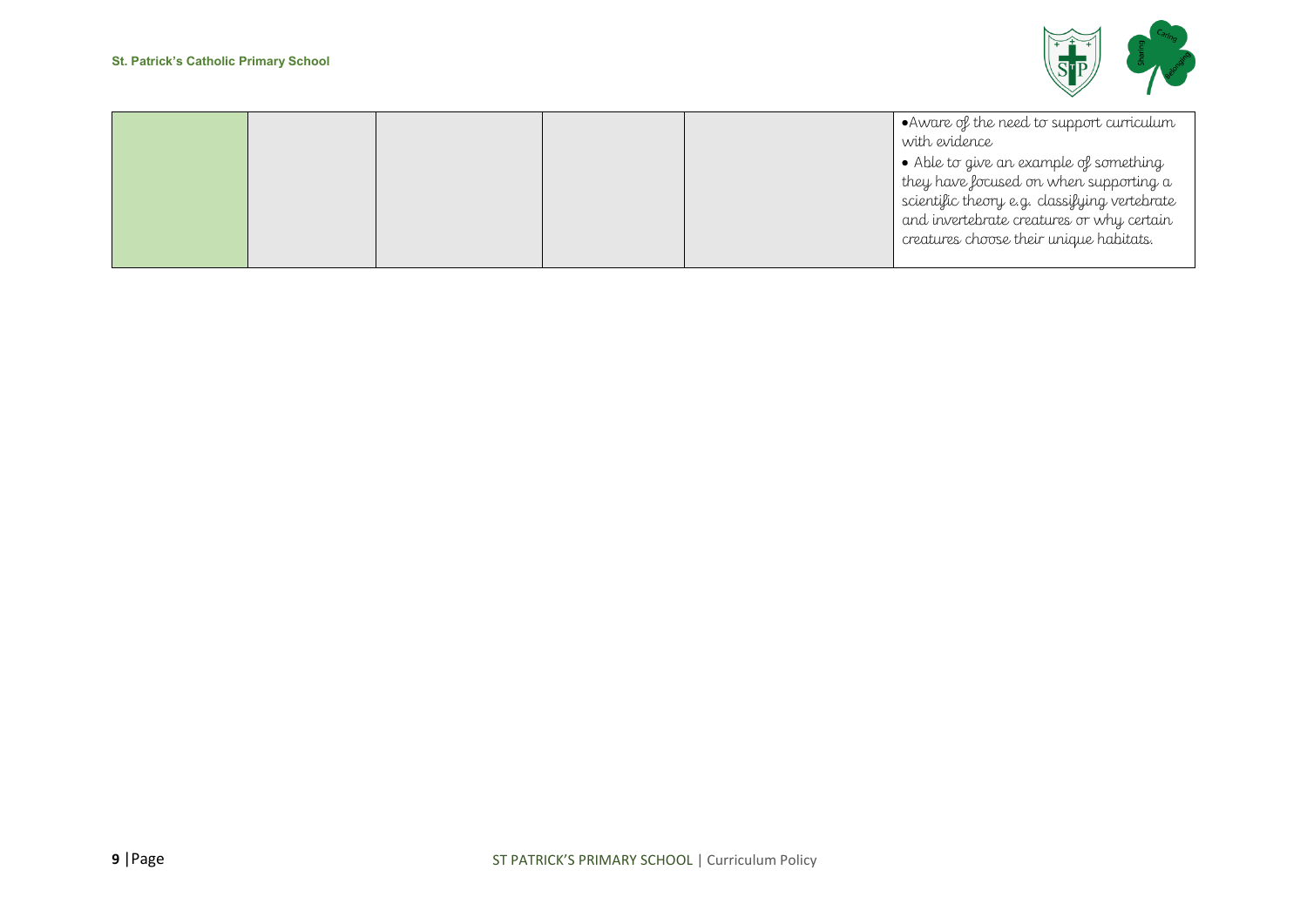| | | | | | |
|---|---|---|---|---|---|
| | | | | | •Aware of the need to support curriculum with evidence<br>• Able to give an example of something they have focused on when supporting a scientific theory e.g. classifying vertebrate and invertebrate creatures or why certain creatures choose their unique habitats. |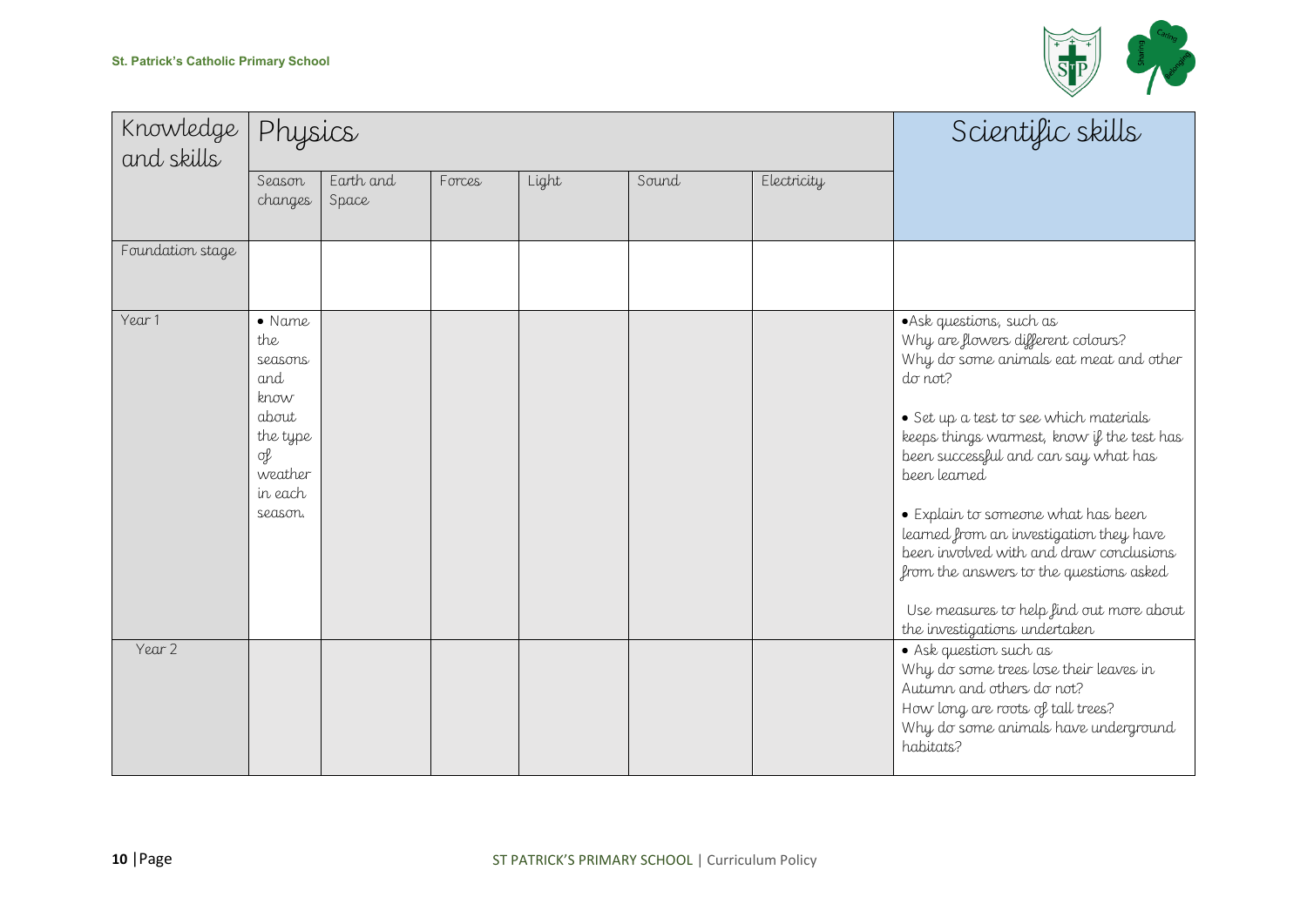| Knowledge and skills | Physics | | | | | | Scientific skills |
|---|---|---|---|---|---|---|---|
| | Season changes | Earth and Space | Forces | Light | Sound | Electricity | |
| Foundation stage | | | | | | | |
| Year 1 | • Name the seasons and know about the type of weather in each season. | | | | | | •Ask questions, such as Why are flowers different colours? Why do some animals eat meat and other do not?<br><br>• Set up a test to see which materials keeps things warmest, know if the test has been successful and can say what has been learned<br><br>• Explain to someone what has been learned from an investigation they have been involved with and draw conclusions from the answers to the questions asked<br><br>Use measures to help find out more about the investigations undertaken |
| Year 2 | | | | | | | • Ask question such as Why do some trees lose their leaves in Autumn and others do not? How long are roots of tall trees? Why do some animals have underground habitats? |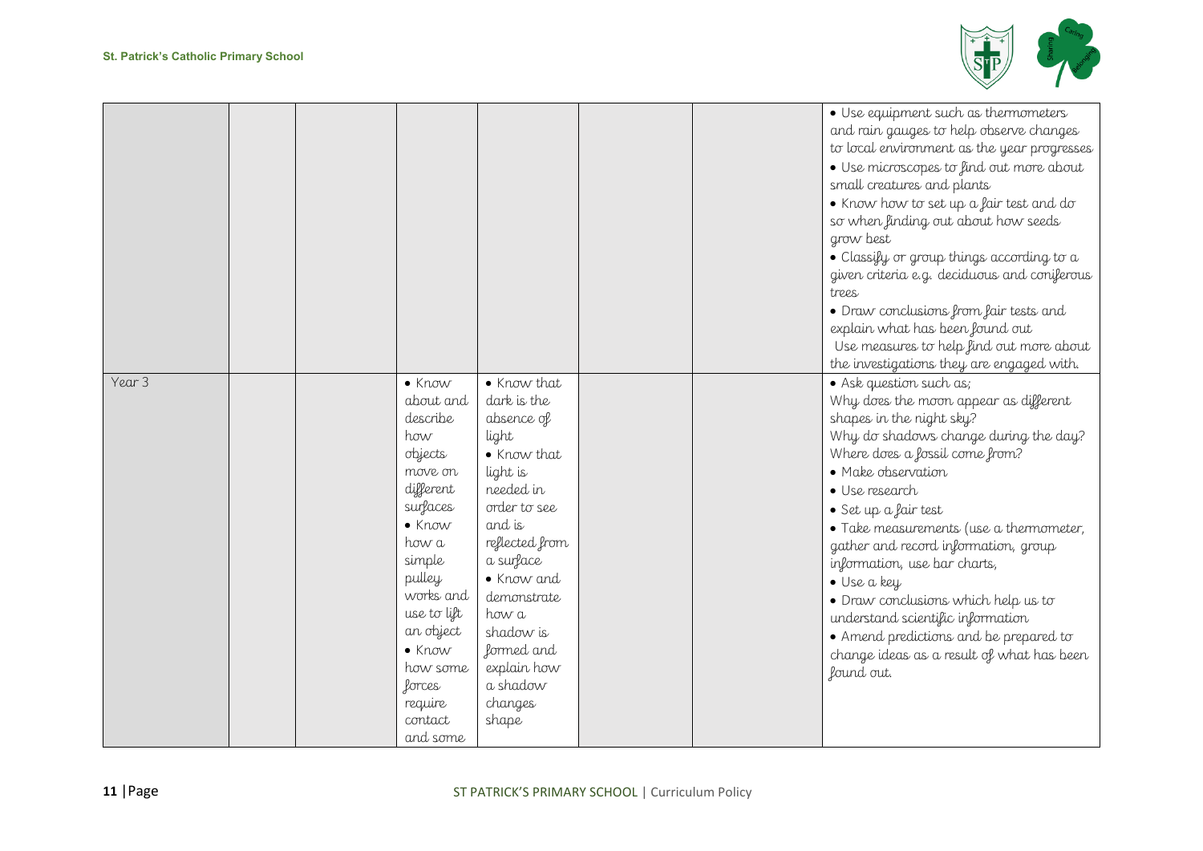|  |  |  |  |  |  |  |  |
|---|---|---|---|---|---|---|---|
|  |  |  |  |  |  |  | • Use equipment such as thermometers and rain gauges to help observe changes to local environment as the year progresses<br>• Use microscopes to find out more about small creatures and plants<br>• Know how to set up a fair test and do so when finding out about how seeds grow best<br>• Classify or group things according to a given criteria e.g. deciduous and coniferous trees<br>• Draw conclusions from fair tests and explain what has been found out<br>Use measures to help find out more about the investigations they are engaged with. |
| Year 3 |  |  | • Know about and describe how objects move on different surfaces<br>• Know how a simple pulley works and use to lift an object<br>• Know how some forces require contact and some | • Know that dark is the absence of light<br>• Know that light is needed in order to see and is reflected from a surface<br>• Know and demonstrate how a shadow is formed and explain how a shadow changes shape |  |  | • Ask question such as;<br>Why does the moon appear as different shapes in the night sky?<br>Why do shadows change during the day?<br>Where does a fossil come from?<br>• Make observation<br>• Use research<br>• Set up a fair test<br>• Take measurements (use a thermometer, gather and record information, group information, use bar charts,<br>• Use a key<br>• Draw conclusions which help us to understand scientific information<br>• Amend predictions and be prepared to change ideas as a result of what has been found out. |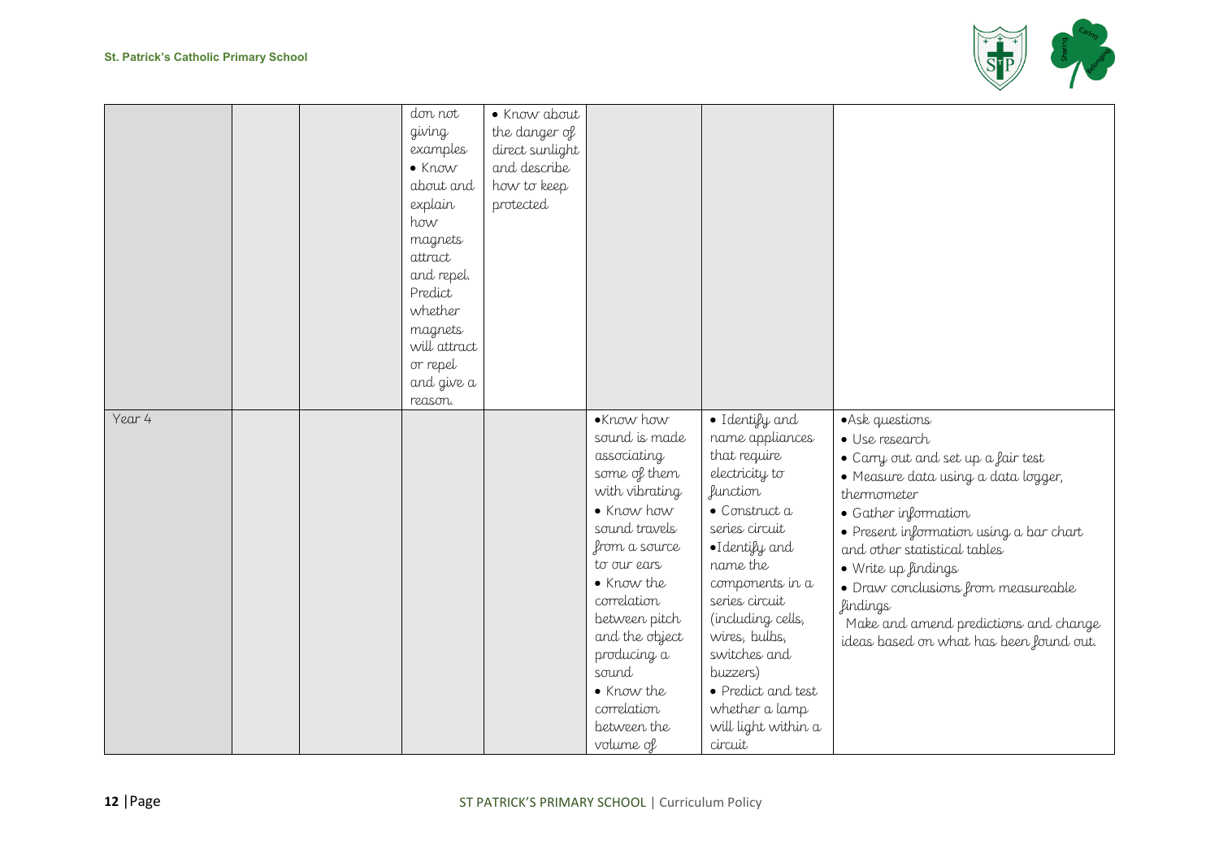| | | | | | | | |
|---|---|---|---|---|---|---|---|
| | | | don not giving examples<br>• Know about and explain how magnets attract and repel. Predict whether magnets will attract or repel and give a reason. | • Know about the danger of direct sunlight and describe how to keep protected | | | |
| Year 4 | | | | | •Know how sound is made associating some of them with vibrating<br>• Know how sound travels from a source to our ears<br>• Know the correlation between pitch and the object producing a sound<br>• Know the correlation between the volume of | • Identify and name appliances that require electricity to function<br>• Construct a series circuit<br>•Identify and name the components in a series circuit (including cells, wires, bulbs, switches and buzzers)<br>• Predict and test whether a lamp will light within a circuit | •Ask questions<br>• Use research<br>• Carry out and set up a fair test<br>• Measure data using a data logger, thermometer<br>• Gather information<br>• Present information using a bar chart and other statistical tables<br>• Write up findings<br>• Draw conclusions from measureable findings<br>Make and amend predictions and change ideas based on what has been found out. |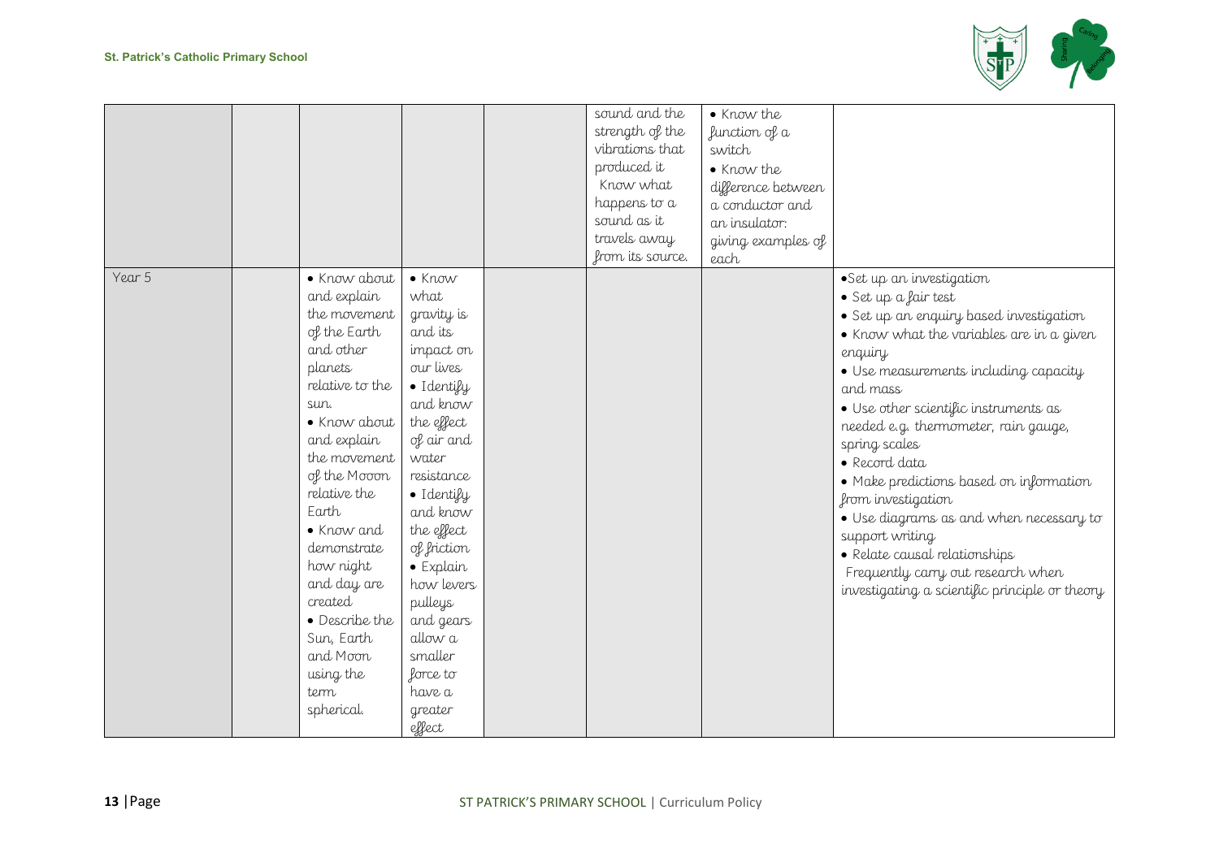|  |  |  |  |  |  |  |  |
|---|---|---|---|---|---|---|---|
|  |  |  |  |  | sound and the strength of the vibrations that produced it<br>Know what happens to a sound as it travels away from its source. | • Know the function of a switch<br>• Know the difference between a conductor and an insulator: giving examples of each |  |
| Year 5 |  | • Know about and explain the movement of the Earth and other planets relative to the sun.<br>• Know about and explain the movement of the Mooon relative the Earth<br>• Know and demonstrate how night and day are created<br>• Describe the Sun, Earth and Moon using the term spherical. | • Know what gravity is and its impact on our lives<br>• Identify and know the effect of air and water resistance<br>• Identify and know the effect of friction<br>• Explain how levers pulleys and gears allow a smaller force to have a greater effect |  |  |  | •Set up an investigation<br>• Set up a fair test<br>• Set up an enquiry based investigation<br>• Know what the variables are in a given enquiry<br>• Use measurements including capacity and mass<br>• Use other scientific instruments as needed e.g. thermometer, rain gauge, spring scales<br>• Record data<br>• Make predictions based on information from investigation<br>• Use diagrams as and when necessary to support writing<br>• Relate causal relationships<br>Frequently carry out research when investigating a scientific principle or theory |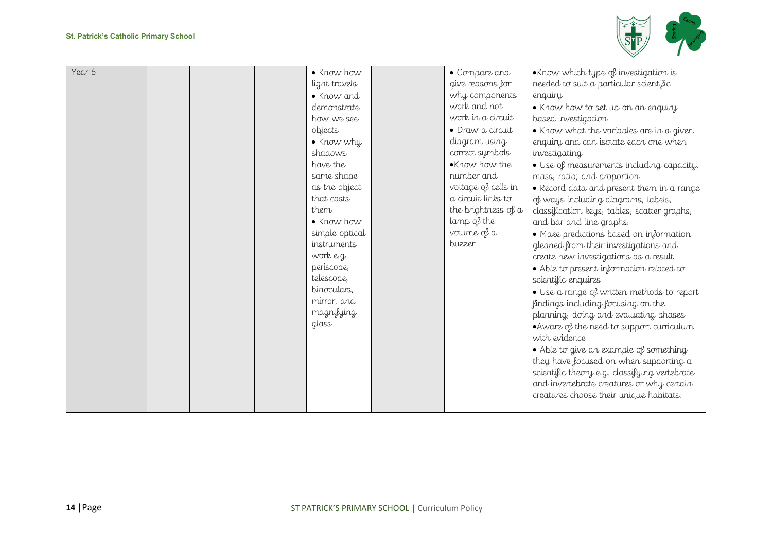| | | | | | | | |
|---|---|---|---|---|---|---|---|
| Year 6 | | | | • Know how light travels<br>• Know and demonstrate how we see objects<br>• Know why shadows have the same shape as the object that casts them<br>• Know how simple optical instruments work e.g. periscope, telescope, binoculars, mirror, and magnifying glass. | | • Compare and give reasons for why components work and not work in a circuit<br>• Draw a circuit diagram using correct symbols<br>•Know how the number and voltage of cells in a circuit links to the brightness of a lamp of the volume of a buzzer. | •Know which type of investigation is needed to suit a particular scientific enquiry<br>• Know how to set up on an enquiry based investigation<br>• Know what the variables are in a given enquiry and can isolate each one when investigating<br>• Use of measurements including capacity, mass, ratio, and proportion<br>• Record data and present them in a range of ways including diagrams, labels, classification keys, tables, scatter graphs, and bar and line graphs.<br>• Make predictions based on information gleaned from their investigations and create new investigations as a result<br>• Able to present information related to scientific enquires<br>• Use a range of written methods to report findings including focusing on the planning, doing and evaluating phases<br>•Aware of the need to support curriculum with evidence<br>• Able to give an example of something they have focused on when supporting a scientific theory e.g. classifying vertebrate and invertebrate creatures or why certain creatures choose their unique habitats. |